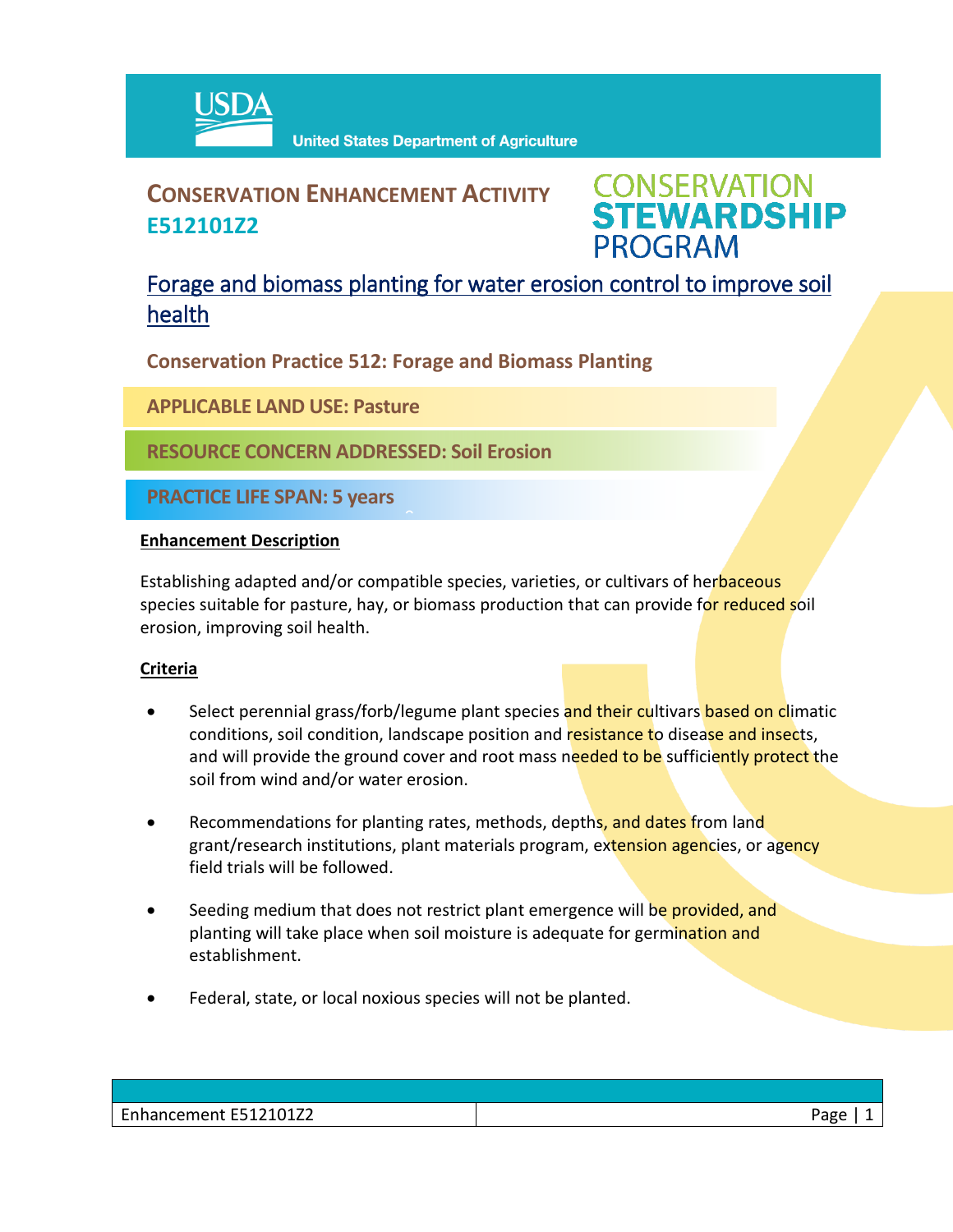USDA United States Department of Agriculture

# CONSERVATION ENHANCEMENT ACTIVITY E512101Z2

CONSERVATION STEWARDSHIP PROGRAM

## Forage and biomass planting for water erosion control to improve soil health

### Conservation Practice 512: Forage and Biomass Planting

**APPLICABLE LAND USE: Pasture**

**RESOURCE CONCERN ADDRESSED: Soil Erosion**

**PRACTICE LIFE SPAN: 5 years**

**Enhancement Description**

Establishing adapted and/or compatible species, varieties, or cultivars of herbaceous species suitable for pasture, hay, or biomass production that can provide for reduced soil erosion, improving soil health.

**Criteria**

- Select perennial grass/forb/legume plant species and their cultivars based on climatic conditions, soil condition, landscape position and resistance to disease and insects, and will provide the ground cover and root mass needed to be sufficiently protect the soil from wind and/or water erosion.
- Recommendations for planting rates, methods, depths, and dates from land grant/research institutions, plant materials program, extension agencies, or agency field trials will be followed.
- Seeding medium that does not restrict plant emergence will be provided, and planting will take place when soil moisture is adequate for germination and establishment.
- Federal, state, or local noxious species will not be planted.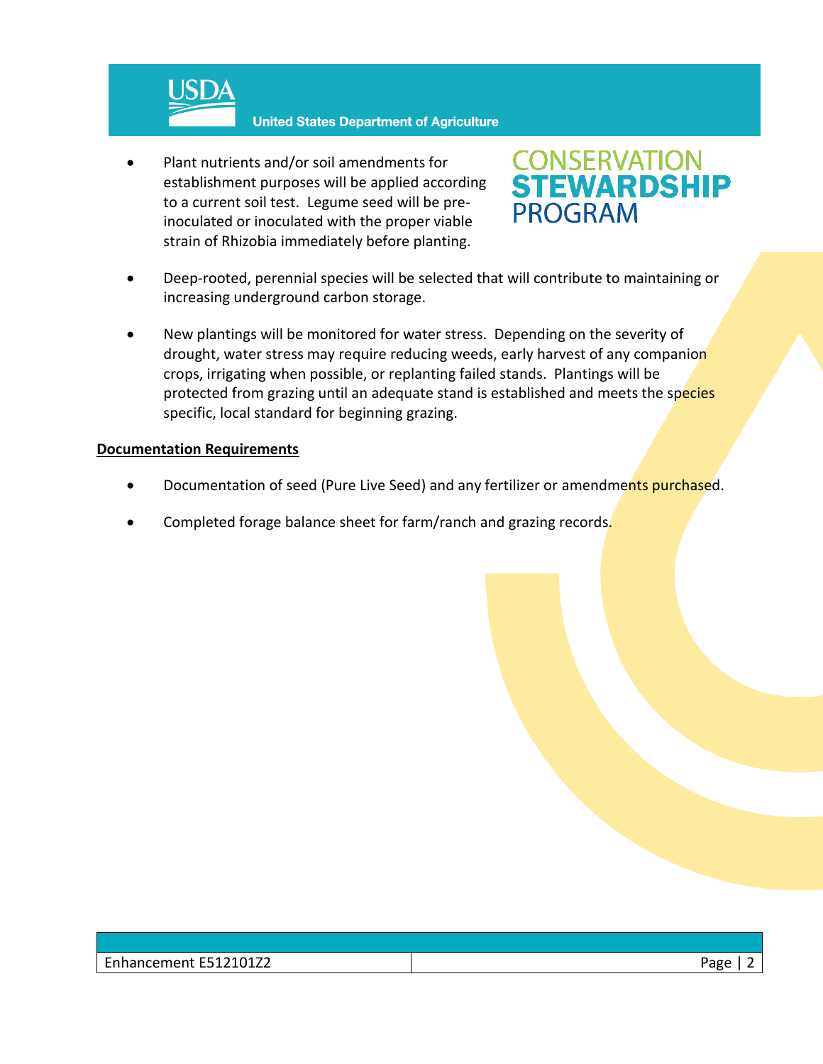- Plant nutrients and/or soil amendments for establishment purposes will be applied according to a current soil test. Legume seed will be pre-inoculated or inoculated with the proper viable strain of Rhizobia immediately before planting.

- Deep-rooted, perennial species will be selected that will contribute to maintaining or increasing underground carbon storage.

- New plantings will be monitored for water stress. Depending on the severity of drought, water stress may require reducing weeds, early harvest of any companion crops, irrigating when possible, or replanting failed stands. Plantings will be protected from grazing until an adequate stand is established and meets the species specific, local standard for beginning grazing.

**Documentation Requirements**

- Documentation of seed (Pure Live Seed) and any fertilizer or amendments purchased.

- Completed forage balance sheet for farm/ranch and grazing records.